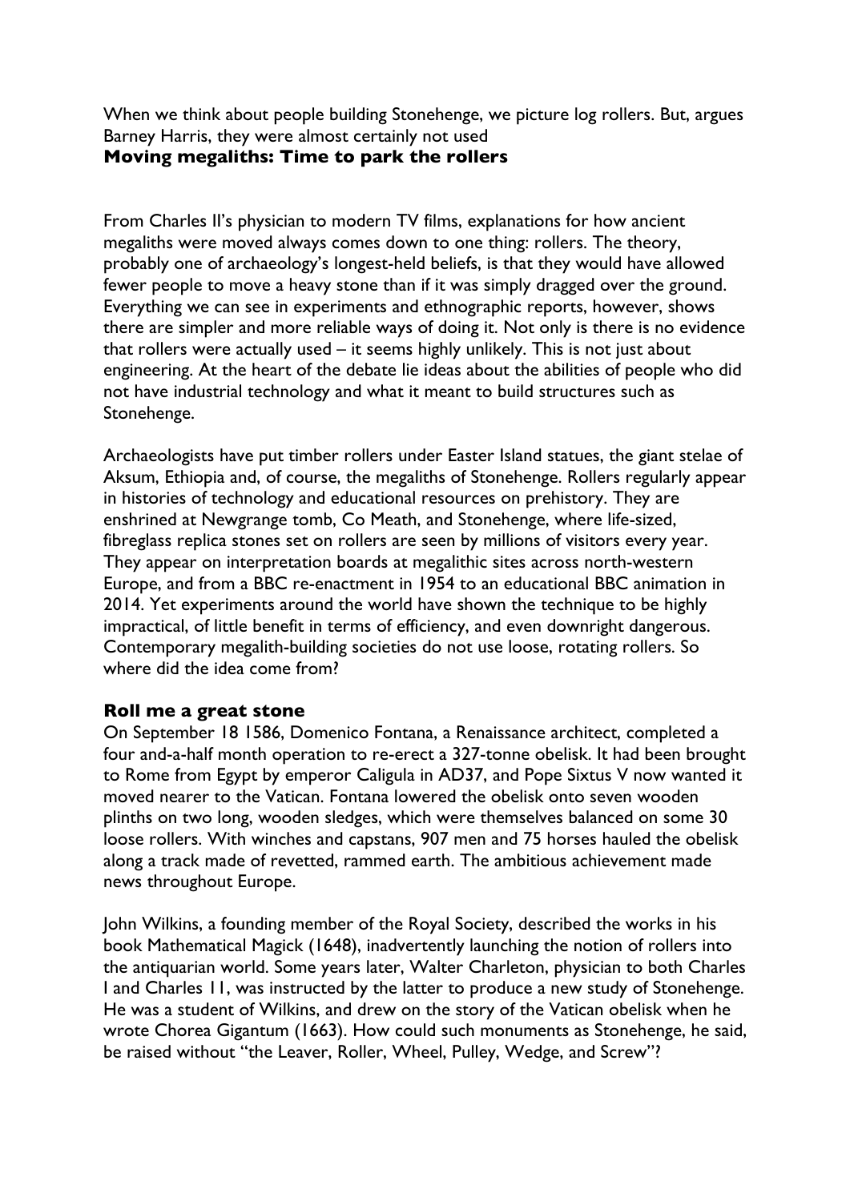When we think about people building Stonehenge, we picture log rollers. But, argues Barney Harris, they were almost certainly not used

## Moving megaliths: Time to park the rollers

From Charles II's physician to modern TV films, explanations for how ancient megaliths were moved always comes down to one thing: rollers. The theory, probably one of archaeology's longest-held beliefs, is that they would have allowed fewer people to move a heavy stone than if it was simply dragged over the ground. Everything we can see in experiments and ethnographic reports, however, shows there are simpler and more reliable ways of doing it. Not only is there is no evidence that rollers were actually used – it seems highly unlikely. This is not just about engineering. At the heart of the debate lie ideas about the abilities of people who did not have industrial technology and what it meant to build structures such as Stonehenge.

Archaeologists have put timber rollers under Easter Island statues, the giant stelae of Aksum, Ethiopia and, of course, the megaliths of Stonehenge. Rollers regularly appear in histories of technology and educational resources on prehistory. They are enshrined at Newgrange tomb, Co Meath, and Stonehenge, where life-sized, fibreglass replica stones set on rollers are seen by millions of visitors every year. They appear on interpretation boards at megalithic sites across north-western Europe, and from a BBC re-enactment in 1954 to an educational BBC animation in 2014. Yet experiments around the world have shown the technique to be highly impractical, of little benefit in terms of efficiency, and even downright dangerous. Contemporary megalith-building societies do not use loose, rotating rollers. So where did the idea come from?

### Roll me a great stone

On September 18 1586, Domenico Fontana, a Renaissance architect, completed a four and-a-half month operation to re-erect a 327-tonne obelisk. It had been brought to Rome from Egypt by emperor Caligula in AD37, and Pope Sixtus V now wanted it moved nearer to the Vatican. Fontana lowered the obelisk onto seven wooden plinths on two long, wooden sledges, which were themselves balanced on some 30 loose rollers. With winches and capstans, 907 men and 75 horses hauled the obelisk along a track made of revetted, rammed earth. The ambitious achievement made news throughout Europe.

John Wilkins, a founding member of the Royal Society, described the works in his book Mathematical Magick (1648), inadvertently launching the notion of rollers into the antiquarian world. Some years later, Walter Charleton, physician to both Charles I and Charles 11, was instructed by the latter to produce a new study of Stonehenge. He was a student of Wilkins, and drew on the story of the Vatican obelisk when he wrote Chorea Gigantum (1663). How could such monuments as Stonehenge, he said, be raised without "the Leaver, Roller, Wheel, Pulley, Wedge, and Screw"?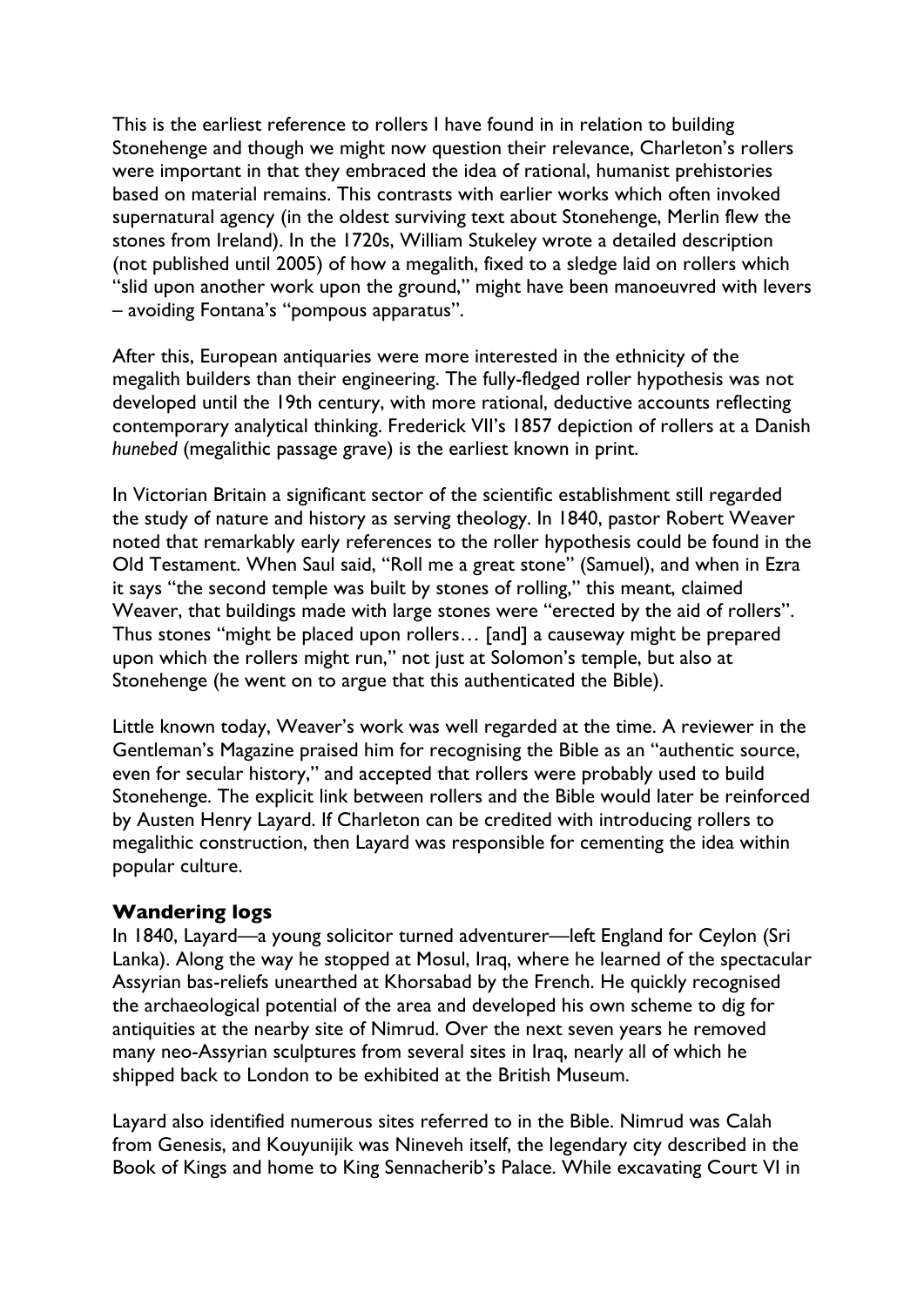This is the earliest reference to rollers I have found in in relation to building Stonehenge and though we might now question their relevance, Charleton's rollers were important in that they embraced the idea of rational, humanist prehistories based on material remains. This contrasts with earlier works which often invoked supernatural agency (in the oldest surviving text about Stonehenge, Merlin flew the stones from Ireland). In the 1720s, William Stukeley wrote a detailed description (not published until 2005) of how a megalith, fixed to a sledge laid on rollers which "slid upon another work upon the ground," might have been manoeuvred with levers – avoiding Fontana's "pompous apparatus".

After this, European antiquaries were more interested in the ethnicity of the megalith builders than their engineering. The fully-fledged roller hypothesis was not developed until the 19th century, with more rational, deductive accounts reflecting contemporary analytical thinking. Frederick VII's 1857 depiction of rollers at a Danish *hunebed* (megalithic passage grave) is the earliest known in print.

In Victorian Britain a significant sector of the scientific establishment still regarded the study of nature and history as serving theology. In 1840, pastor Robert Weaver noted that remarkably early references to the roller hypothesis could be found in the Old Testament. When Saul said, "Roll me a great stone" (Samuel), and when in Ezra it says "the second temple was built by stones of rolling," this meant, claimed Weaver, that buildings made with large stones were "erected by the aid of rollers". Thus stones "might be placed upon rollers… [and] a causeway might be prepared upon which the rollers might run," not just at Solomon's temple, but also at Stonehenge (he went on to argue that this authenticated the Bible).

Little known today, Weaver's work was well regarded at the time. A reviewer in the Gentleman's Magazine praised him for recognising the Bible as an "authentic source, even for secular history," and accepted that rollers were probably used to build Stonehenge. The explicit link between rollers and the Bible would later be reinforced by Austen Henry Layard. If Charleton can be credited with introducing rollers to megalithic construction, then Layard was responsible for cementing the idea within popular culture.

## Wandering logs

In 1840, Layard—a young solicitor turned adventurer—left England for Ceylon (Sri Lanka). Along the way he stopped at Mosul, Iraq, where he learned of the spectacular Assyrian bas-reliefs unearthed at Khorsabad by the French. He quickly recognised the archaeological potential of the area and developed his own scheme to dig for antiquities at the nearby site of Nimrud. Over the next seven years he removed many neo-Assyrian sculptures from several sites in Iraq, nearly all of which he shipped back to London to be exhibited at the British Museum.

Layard also identified numerous sites referred to in the Bible. Nimrud was Calah from Genesis, and Kouyunijik was Nineveh itself, the legendary city described in the Book of Kings and home to King Sennacherib's Palace. While excavating Court VI in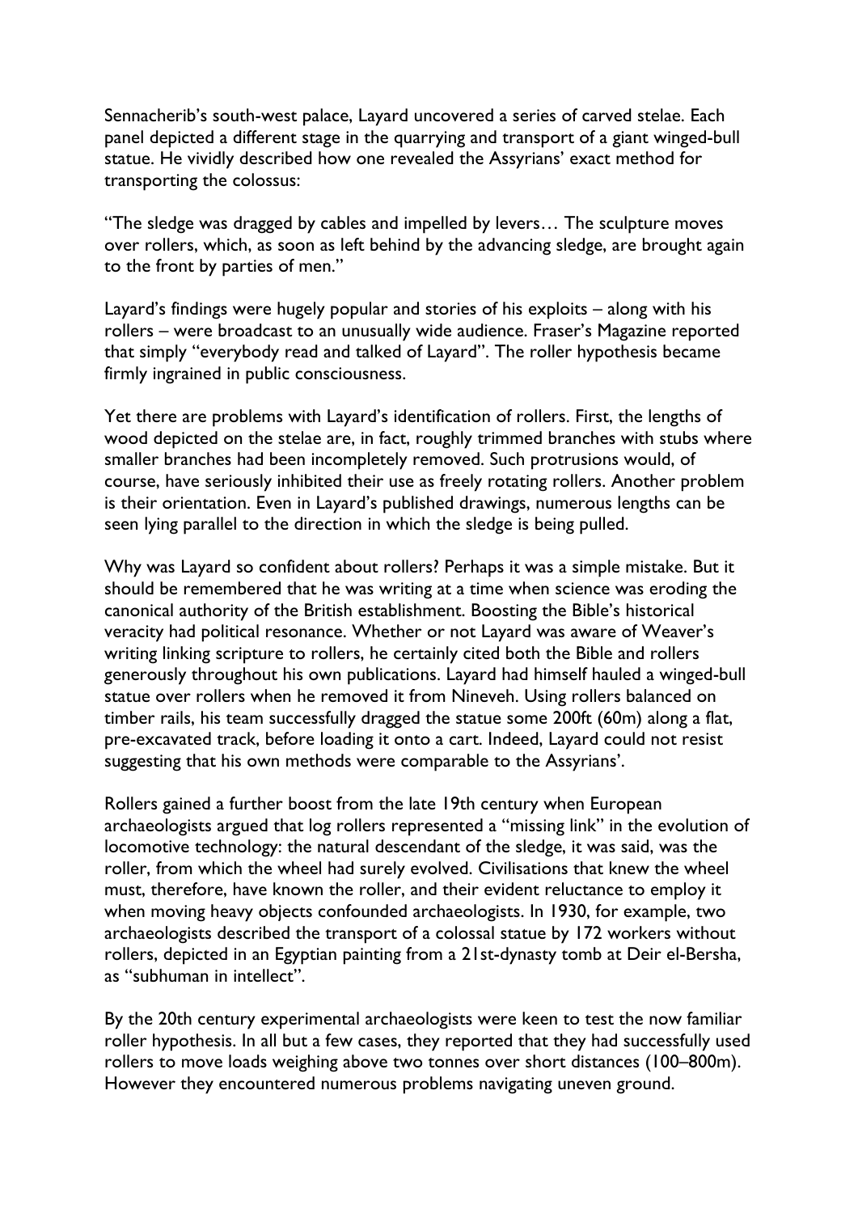Sennacherib's south-west palace, Layard uncovered a series of carved stelae. Each panel depicted a different stage in the quarrying and transport of a giant winged-bull statue. He vividly described how one revealed the Assyrians' exact method for transporting the colossus:

"The sledge was dragged by cables and impelled by levers… The sculpture moves over rollers, which, as soon as left behind by the advancing sledge, are brought again to the front by parties of men."

Layard's findings were hugely popular and stories of his exploits – along with his rollers – were broadcast to an unusually wide audience. Fraser's Magazine reported that simply "everybody read and talked of Layard". The roller hypothesis became firmly ingrained in public consciousness.

Yet there are problems with Layard's identification of rollers. First, the lengths of wood depicted on the stelae are, in fact, roughly trimmed branches with stubs where smaller branches had been incompletely removed. Such protrusions would, of course, have seriously inhibited their use as freely rotating rollers. Another problem is their orientation. Even in Layard's published drawings, numerous lengths can be seen lying parallel to the direction in which the sledge is being pulled.

Why was Layard so confident about rollers? Perhaps it was a simple mistake. But it should be remembered that he was writing at a time when science was eroding the canonical authority of the British establishment. Boosting the Bible's historical veracity had political resonance. Whether or not Layard was aware of Weaver's writing linking scripture to rollers, he certainly cited both the Bible and rollers generously throughout his own publications. Layard had himself hauled a winged-bull statue over rollers when he removed it from Nineveh. Using rollers balanced on timber rails, his team successfully dragged the statue some 200ft (60m) along a flat, pre-excavated track, before loading it onto a cart. Indeed, Layard could not resist suggesting that his own methods were comparable to the Assyrians'.

Rollers gained a further boost from the late 19th century when European archaeologists argued that log rollers represented a "missing link" in the evolution of locomotive technology: the natural descendant of the sledge, it was said, was the roller, from which the wheel had surely evolved. Civilisations that knew the wheel must, therefore, have known the roller, and their evident reluctance to employ it when moving heavy objects confounded archaeologists. In 1930, for example, two archaeologists described the transport of a colossal statue by 172 workers without rollers, depicted in an Egyptian painting from a 21st-dynasty tomb at Deir el-Bersha, as "subhuman in intellect".

By the 20th century experimental archaeologists were keen to test the now familiar roller hypothesis. In all but a few cases, they reported that they had successfully used rollers to move loads weighing above two tonnes over short distances (100–800m). However they encountered numerous problems navigating uneven ground.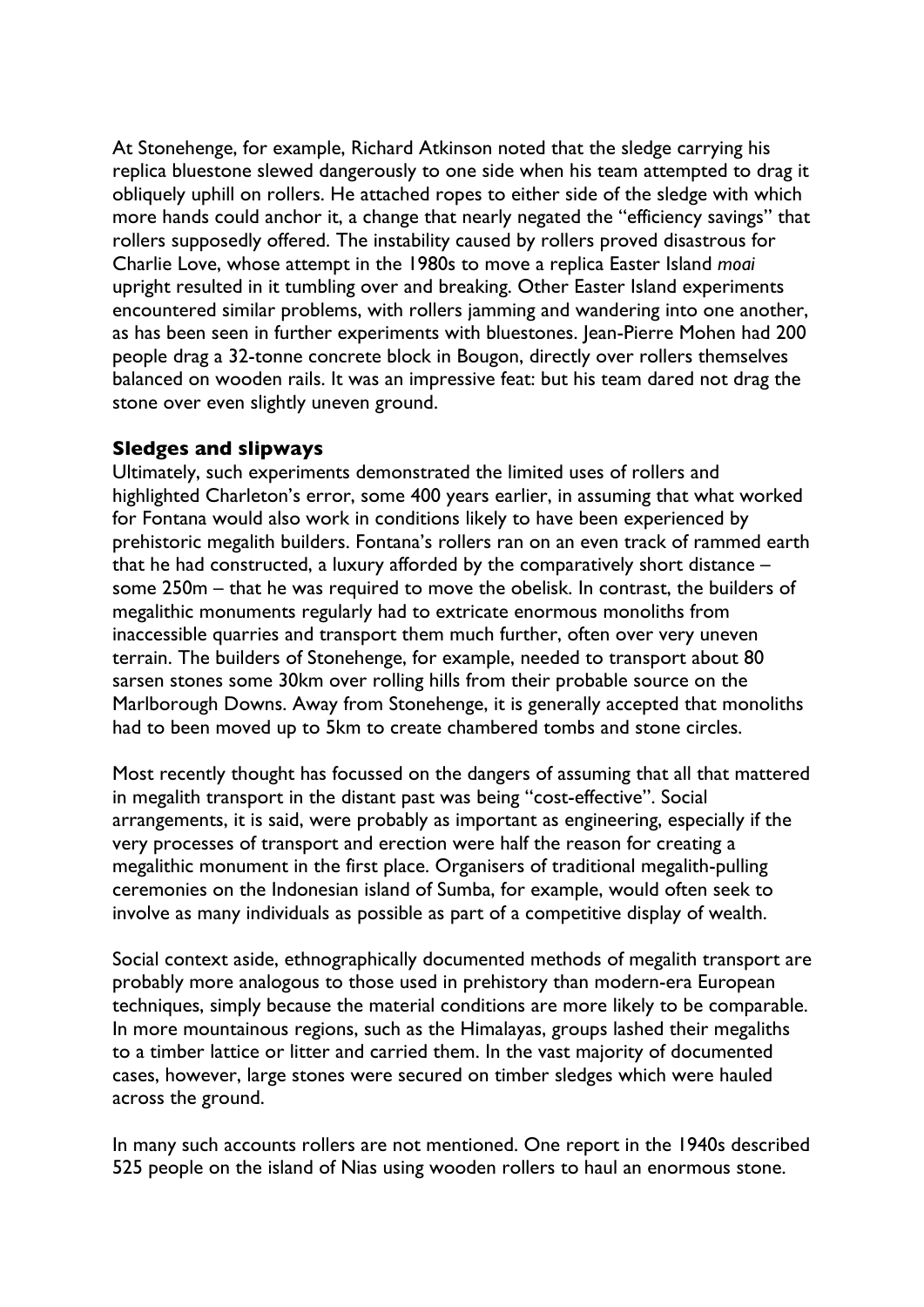At Stonehenge, for example, Richard Atkinson noted that the sledge carrying his replica bluestone slewed dangerously to one side when his team attempted to drag it obliquely uphill on rollers. He attached ropes to either side of the sledge with which more hands could anchor it, a change that nearly negated the "efficiency savings" that rollers supposedly offered. The instability caused by rollers proved disastrous for Charlie Love, whose attempt in the 1980s to move a replica Easter Island *moai* upright resulted in it tumbling over and breaking. Other Easter Island experiments encountered similar problems, with rollers jamming and wandering into one another, as has been seen in further experiments with bluestones. Jean-Pierre Mohen had 200 people drag a 32-tonne concrete block in Bougon, directly over rollers themselves balanced on wooden rails. It was an impressive feat: but his team dared not drag the stone over even slightly uneven ground.

### Sledges and slipways

Ultimately, such experiments demonstrated the limited uses of rollers and highlighted Charleton's error, some 400 years earlier, in assuming that what worked for Fontana would also work in conditions likely to have been experienced by prehistoric megalith builders. Fontana's rollers ran on an even track of rammed earth that he had constructed, a luxury afforded by the comparatively short distance – some 250m – that he was required to move the obelisk. In contrast, the builders of megalithic monuments regularly had to extricate enormous monoliths from inaccessible quarries and transport them much further, often over very uneven terrain. The builders of Stonehenge, for example, needed to transport about 80 sarsen stones some 30km over rolling hills from their probable source on the Marlborough Downs. Away from Stonehenge, it is generally accepted that monoliths had to been moved up to 5km to create chambered tombs and stone circles.

Most recently thought has focussed on the dangers of assuming that all that mattered in megalith transport in the distant past was being "cost-effective". Social arrangements, it is said, were probably as important as engineering, especially if the very processes of transport and erection were half the reason for creating a megalithic monument in the first place. Organisers of traditional megalith-pulling ceremonies on the Indonesian island of Sumba, for example, would often seek to involve as many individuals as possible as part of a competitive display of wealth.

Social context aside, ethnographically documented methods of megalith transport are probably more analogous to those used in prehistory than modern-era European techniques, simply because the material conditions are more likely to be comparable. In more mountainous regions, such as the Himalayas, groups lashed their megaliths to a timber lattice or litter and carried them. In the vast majority of documented cases, however, large stones were secured on timber sledges which were hauled across the ground.

In many such accounts rollers are not mentioned. One report in the 1940s described 525 people on the island of Nias using wooden rollers to haul an enormous stone.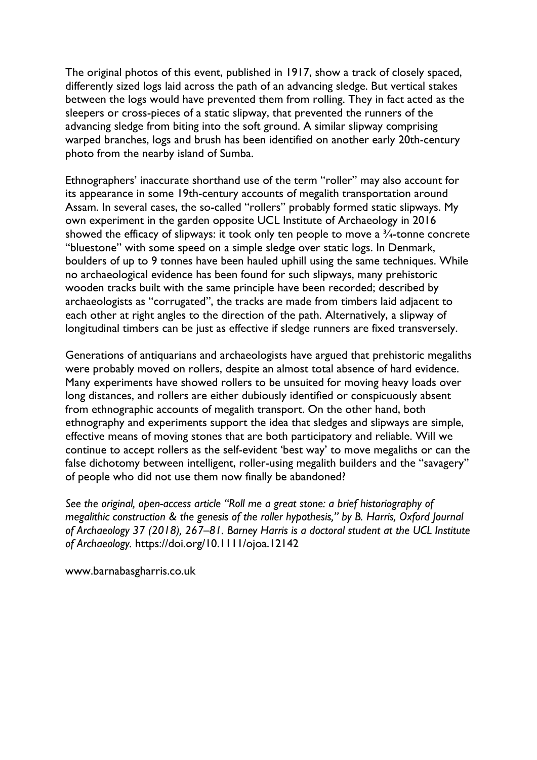The original photos of this event, published in 1917, show a track of closely spaced, differently sized logs laid across the path of an advancing sledge. But vertical stakes between the logs would have prevented them from rolling. They in fact acted as the sleepers or cross-pieces of a static slipway, that prevented the runners of the advancing sledge from biting into the soft ground. A similar slipway comprising warped branches, logs and brush has been identified on another early 20th-century photo from the nearby island of Sumba.

Ethnographers' inaccurate shorthand use of the term "roller" may also account for its appearance in some 19th-century accounts of megalith transportation around Assam. In several cases, the so-called "rollers" probably formed static slipways. My own experiment in the garden opposite UCL Institute of Archaeology in 2016 showed the efficacy of slipways: it took only ten people to move a ¾-tonne concrete "bluestone" with some speed on a simple sledge over static logs. In Denmark, boulders of up to 9 tonnes have been hauled uphill using the same techniques. While no archaeological evidence has been found for such slipways, many prehistoric wooden tracks built with the same principle have been recorded; described by archaeologists as "corrugated", the tracks are made from timbers laid adjacent to each other at right angles to the direction of the path. Alternatively, a slipway of longitudinal timbers can be just as effective if sledge runners are fixed transversely.

Generations of antiquarians and archaeologists have argued that prehistoric megaliths were probably moved on rollers, despite an almost total absence of hard evidence. Many experiments have showed rollers to be unsuited for moving heavy loads over long distances, and rollers are either dubiously identified or conspicuously absent from ethnographic accounts of megalith transport. On the other hand, both ethnography and experiments support the idea that sledges and slipways are simple, effective means of moving stones that are both participatory and reliable. Will we continue to accept rollers as the self-evident 'best way' to move megaliths or can the false dichotomy between intelligent, roller-using megalith builders and the "savagery" of people who did not use them now finally be abandoned?

*See the original, open-access article "Roll me a great stone: a brief historiography of megalithic construction & the genesis of the roller hypothesis," by B. Harris, Oxford Journal of Archaeology 37 (2018), 267–81. Barney Harris is a doctoral student at the UCL Institute of Archaeology.* https://doi.org/10.1111/ojoa.12142

www.barnabasgharris.co.uk